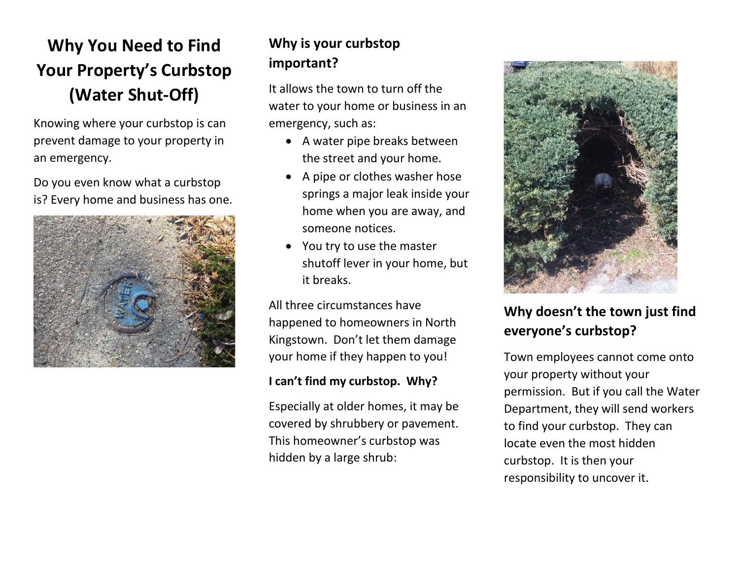# Why You Need to Find Your Property's Curbstop (Water Shut-Off)

Knowing where your curbstop is can prevent damage to your property in an emergency.

Do you even know what a curbstop is? Every home and business has one.

### Why is your curbstop important?

It allows the town to turn off the water to your home or business in an emergency, such as:

- A water pipe breaks between the street and your home.
- A pipe or clothes washer hose springs a major leak inside your home when you are away, and someone notices.
- You try to use the master shutoff lever in your home, but it breaks.

All three circumstances have happened to homeowners in North Kingstown. Don't let them damage your home if they happen to you!

**I can't find my curbstop. Why?**

Especially at older homes, it may be covered by shrubbery or pavement. This homeowner's curbstop was hidden by a large shrub:

### Why doesn't the town just find everyone's curbstop?

Town employees cannot come onto your property without your permission. But if you call the Water Department, they will send workers to find your curbstop. They can locate even the most hidden curbstop. It is then your responsibility to uncover it.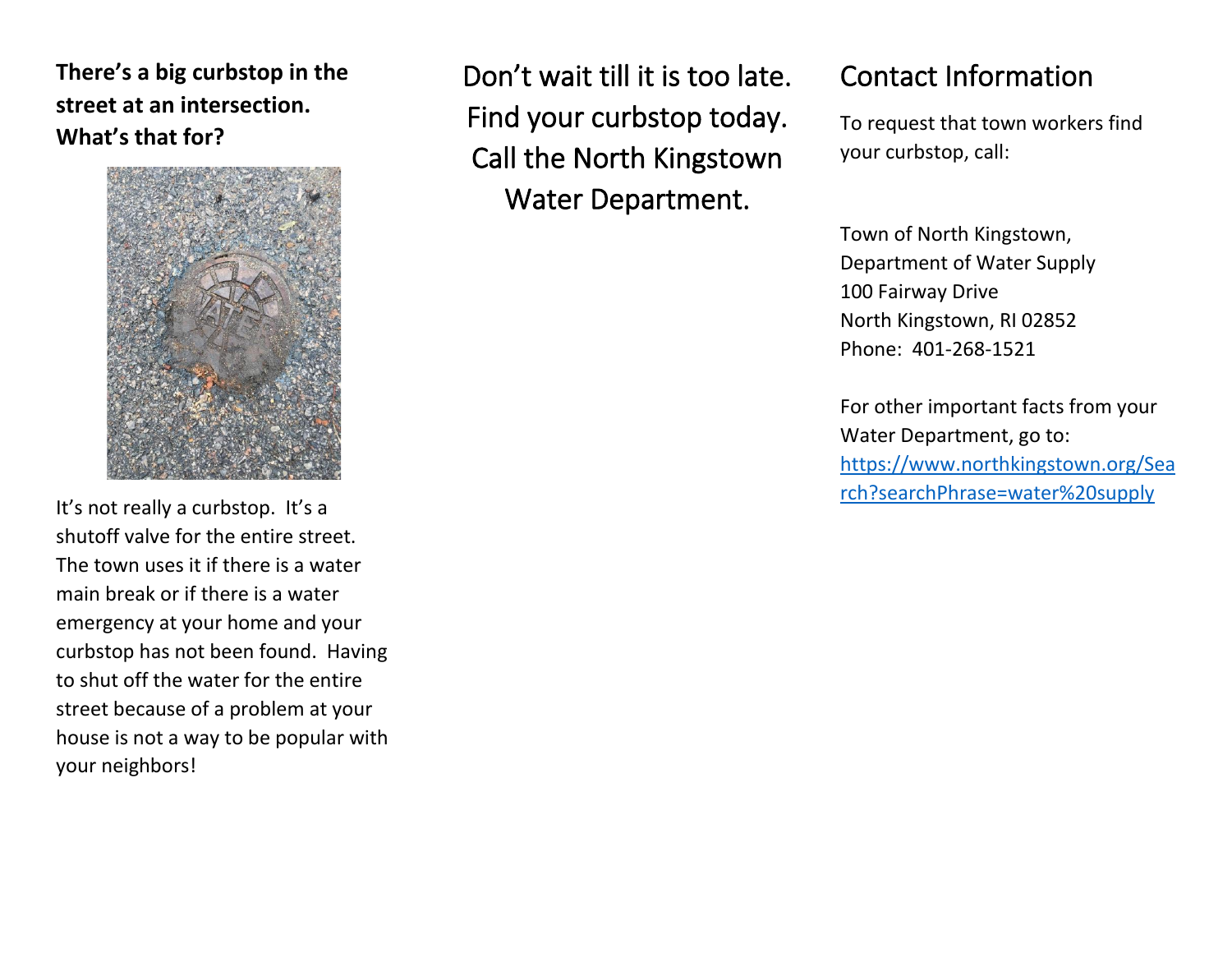**There's a big curbstop in the street at an intersection. What's that for?**

It's not really a curbstop. It's a shutoff valve for the entire street. The town uses it if there is a water main break or if there is a water emergency at your home and your curbstop has not been found. Having to shut off the water for the entire street because of a problem at your house is not a way to be popular with your neighbors!

Don't wait till it is too late.
Find your curbstop today.
Call the North Kingstown Water Department.

## Contact Information

To request that town workers find your curbstop, call:

Town of North Kingstown,
Department of Water Supply
100 Fairway Drive
North Kingstown, RI 02852
Phone: 401-268-1521

For other important facts from your Water Department, go to: [https://www.northkingstown.org/Search?searchPhrase=water%20supply](https://www.northkingstown.org/Search?searchPhrase=water%20supply)